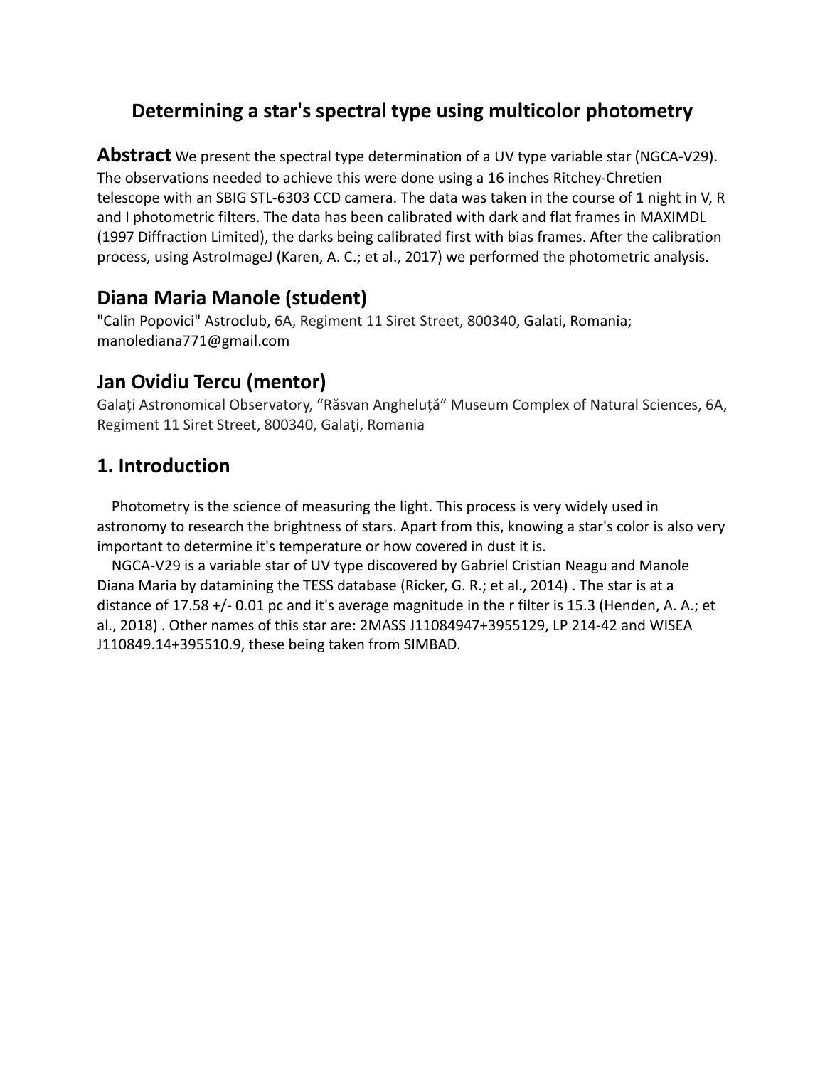# Determining a star's spectral type using multicolor photometry

**Abstract** We present the spectral type determination of a UV type variable star (NGCA-V29). The observations needed to achieve this were done using a 16 inches Ritchey-Chretien telescope with an SBIG STL-6303 CCD camera. The data was taken in the course of 1 night in V, R and I photometric filters. The data has been calibrated with dark and flat frames in MAXIMDL (1997 Diffraction Limited), the darks being calibrated first with bias frames. After the calibration process, using AstroImageJ (Karen, A. C.; et al., 2017) we performed the photometric analysis.

## Diana Maria Manole (student)

"Calin Popovici" Astroclub, 6A, Regiment 11 Siret Street, 800340, Galati, Romania; manolediana771@gmail.com

## Jan Ovidiu Tercu (mentor)

Galați Astronomical Observatory, "Răsvan Angheluță" Museum Complex of Natural Sciences, 6A, Regiment 11 Siret Street, 800340, Galaţi, Romania

## 1. Introduction

Photometry is the science of measuring the light. This process is very widely used in astronomy to research the brightness of stars. Apart from this, knowing a star's color is also very important to determine it's temperature or how covered in dust it is.

NGCA-V29 is a variable star of UV type discovered by Gabriel Cristian Neagu and Manole Diana Maria by datamining the TESS database (Ricker, G. R.; et al., 2014) . The star is at a distance of 17.58 +/- 0.01 pc and it's average magnitude in the r filter is 15.3 (Henden, A. A.; et al., 2018) . Other names of this star are: 2MASS J11084947+3955129, LP 214-42 and WISEA J110849.14+395510.9, these being taken from SIMBAD.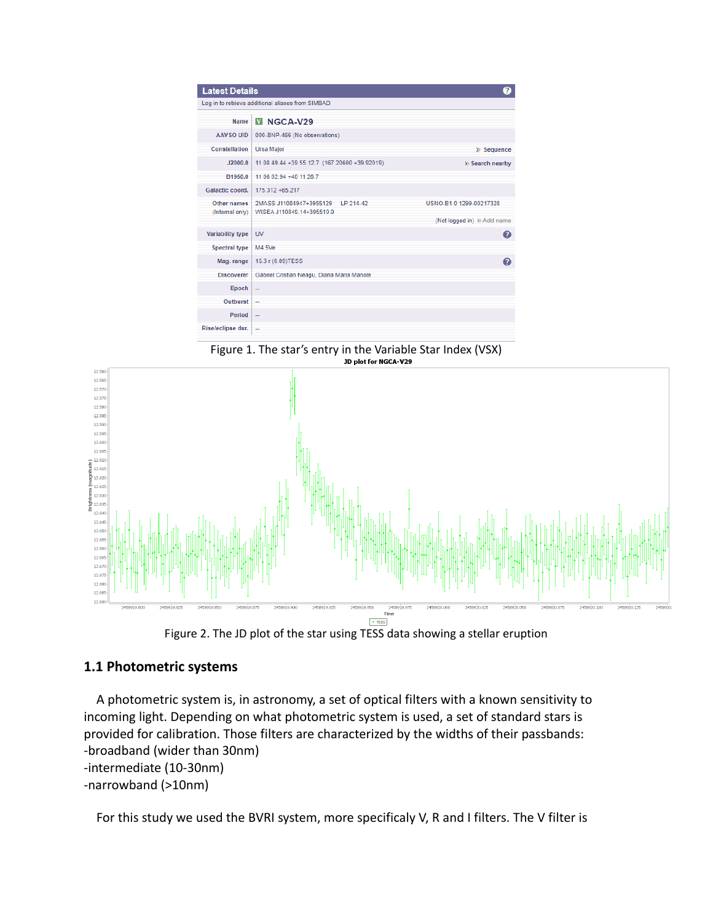| Latest Details | |
|---|---|
| Log in to retrieve additional aliases from SIMBAD. | |
| Name | NGCA-V29 |
| AAVSO UID | 000-BNP-466 (No observations) |
| Constellation | Ursa Major |
| J2000.0 | 11 08 49.44 +39 55 12.7 (167.20600 +39.92019) |
| B1950.0 | 11 06 02.94 +40 11 26.7 |
| Galactic coord. | 175.312 +65.217 |
| Other names (Internal only) | 2MASS J11084947+3955129 LP 214-42 USNO-B1.0 1299-00217328 WISEA J110849.14+395510.9 |
| Variability type | UV |
| Spectral type | M4.5Ve |
| Mag. range | 15.3 r (0.09)TESS |
| Discoverer | Gabriel Cristian Neagu, Diana Maria Manole |
| Epoch | -- |
| Outburst | -- |
| Period | -- |
| Rise/eclipse dur. | -- |

Figure 1. The star's entry in the Variable Star Index (VSX)

Figure 2. The JD plot of the star using TESS data showing a stellar eruption

## 1.1 Photometric systems

A photometric system is, in astronomy, a set of optical filters with a known sensitivity to incoming light. Depending on what photometric system is used, a set of standard stars is provided for calibration. Those filters are characterized by the widths of their passbands:

-broadband (wider than 30nm)

-intermediate (10-30nm)

-narrowband (>10nm)

For this study we used the BVRI system, more specificaly V, R and I filters. The V filter is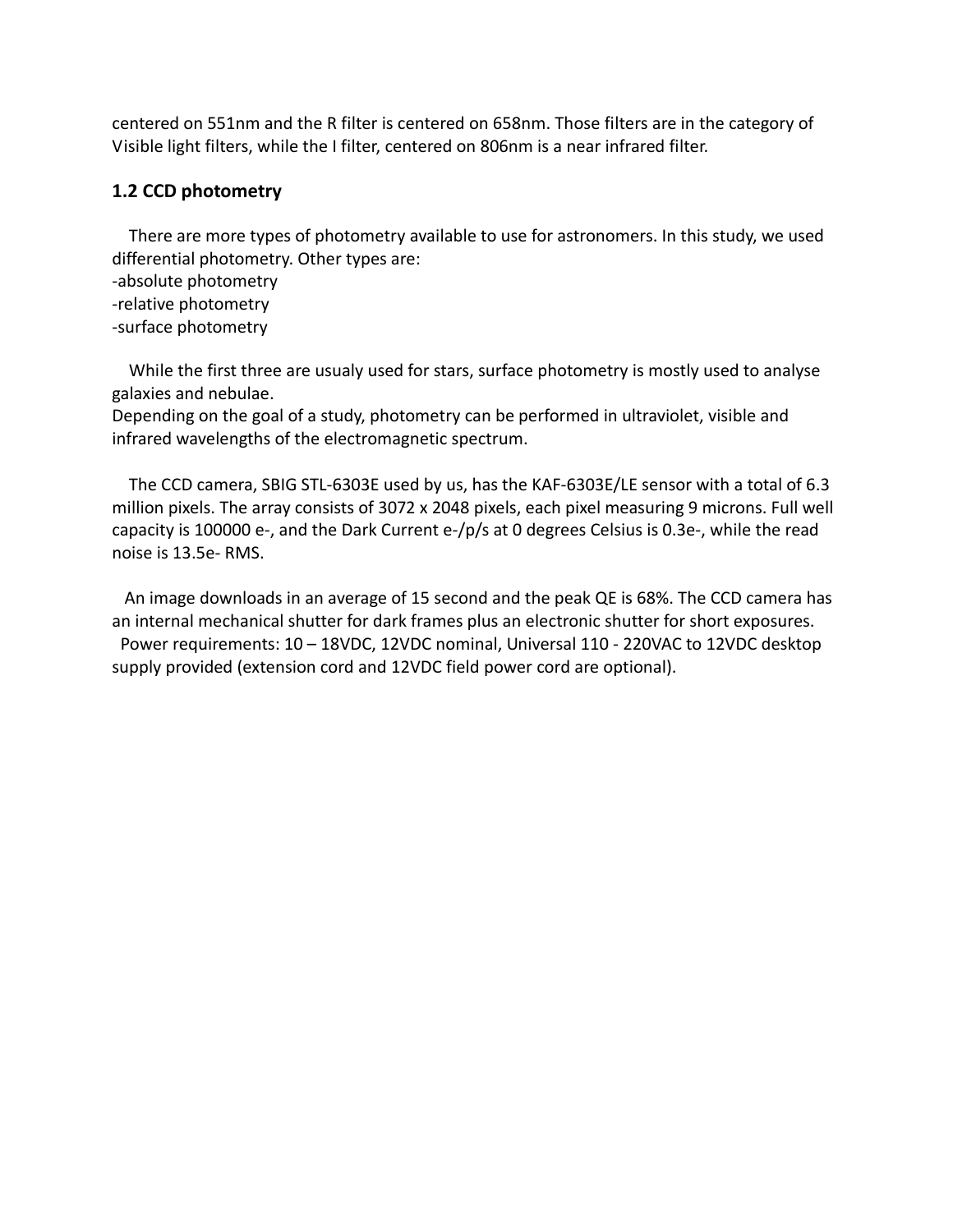centered on 551nm and the R filter is centered on 658nm. Those filters are in the category of Visible light filters, while the I filter, centered on 806nm is a near infrared filter.

### 1.2 CCD photometry

There are more types of photometry available to use for astronomers. In this study, we used differential photometry. Other types are:

-absolute photometry
-relative photometry
-surface photometry

While the first three are usualy used for stars, surface photometry is mostly used to analyse galaxies and nebulae.
Depending on the goal of a study, photometry can be performed in ultraviolet, visible and infrared wavelengths of the electromagnetic spectrum.

The CCD camera, SBIG STL-6303E used by us, has the KAF-6303E/LE sensor with a total of 6.3 million pixels. The array consists of 3072 x 2048 pixels, each pixel measuring 9 microns. Full well capacity is 100000 e-, and the Dark Current e-/p/s at 0 degrees Celsius is 0.3e-, while the read noise is 13.5e- RMS.

An image downloads in an average of 15 second and the peak QE is 68%. The CCD camera has an internal mechanical shutter for dark frames plus an electronic shutter for short exposures.
Power requirements: 10 – 18VDC, 12VDC nominal, Universal 110 - 220VAC to 12VDC desktop supply provided (extension cord and 12VDC field power cord are optional).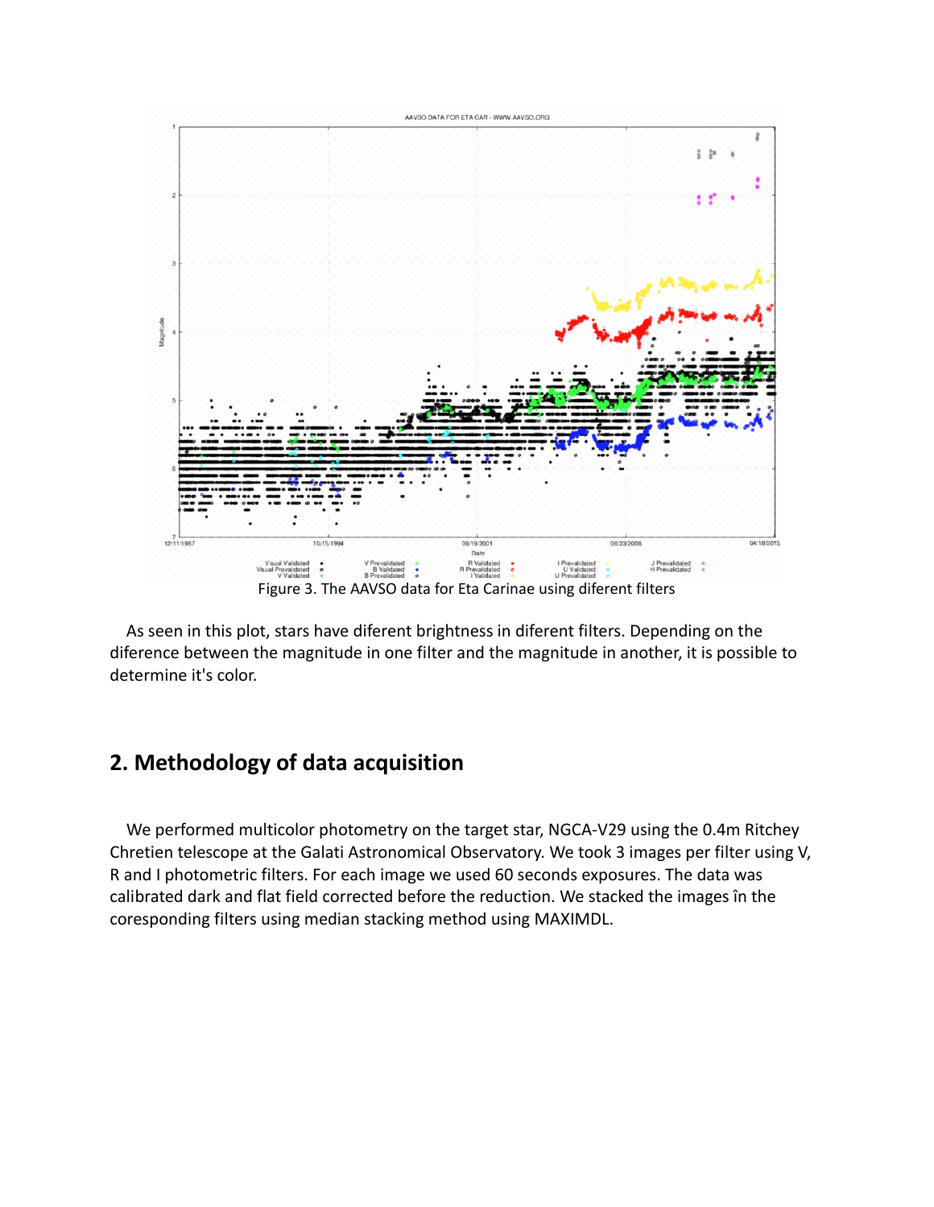Figure 3. The AAVSO data for Eta Carinae using diferent filters

As seen in this plot, stars have diferent brightness in diferent filters. Depending on the diference between the magnitude in one filter and the magnitude in another, it is possible to determine it's color.

## 2. Methodology of data acquisition

We performed multicolor photometry on the target star, NGCA-V29 using the 0.4m Ritchey Chretien telescope at the Galati Astronomical Observatory. We took 3 images per filter using V, R and I photometric filters. For each image we used 60 seconds exposures. The data was calibrated dark and flat field corrected before the reduction. We stacked the images în the coresponding filters using median stacking method using MAXIMDL.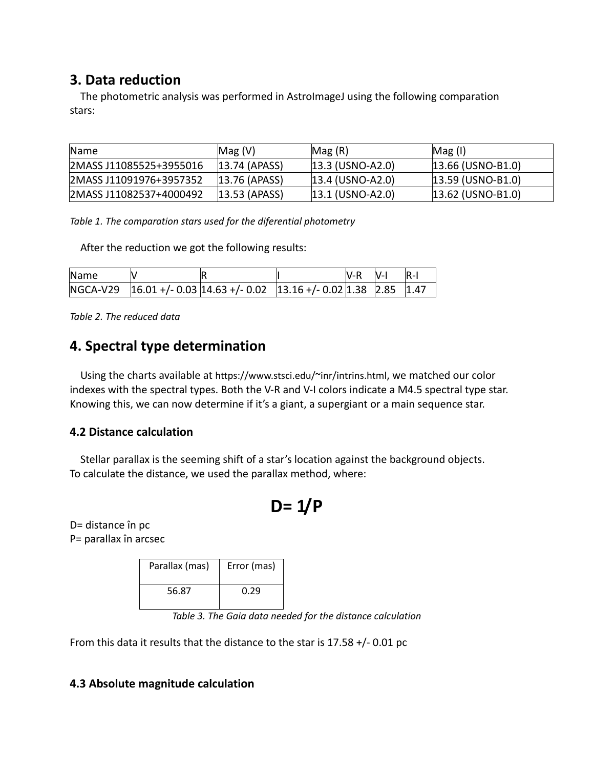## 3. Data reduction

The photometric analysis was performed in AstroImageJ using the following comparation stars:

| Name | Mag (V) | Mag (R) | Mag (I) |
|---|---|---|---|
| 2MASS J11085525+3955016 | 13.74 (APASS) | 13.3 (USNO-A2.0) | 13.66 (USNO-B1.0) |
| 2MASS J11091976+3957352 | 13.76 (APASS) | 13.4 (USNO-A2.0) | 13.59 (USNO-B1.0) |
| 2MASS J11082537+4000492 | 13.53 (APASS) | 13.1 (USNO-A2.0) | 13.62 (USNO-B1.0) |

*Table 1. The comparation stars used for the diferential photometry*

After the reduction we got the following results:

| Name | V | R | I | V-R | V-I | R-I |
|---|---|---|---|---|---|---|
| NGCA-V29 | 16.01 +/- 0.03 | 14.63 +/- 0.02 | 13.16 +/- 0.02 | 1.38 | 2.85 | 1.47 |

*Table 2. The reduced data*

## 4. Spectral type determination

Using the charts available at https://www.stsci.edu/~inr/intrins.html, we matched our color indexes with the spectral types. Both the V-R and V-I colors indicate a M4.5 spectral type star. Knowing this, we can now determine if it's a giant, a supergiant or a main sequence star.

### 4.2 Distance calculation

Stellar parallax is the seeming shift of a star's location against the background objects. To calculate the distance, we used the parallax method, where:

$$D = 1/P$$

D= distance în pc
P= parallax în arcsec

| Parallax (mas) | Error (mas) |
|---|---|
| 56.87 | 0.29 |

*Table 3. The Gaia data needed for the distance calculation*

From this data it results that the distance to the star is 17.58 +/- 0.01 pc

### 4.3 Absolute magnitude calculation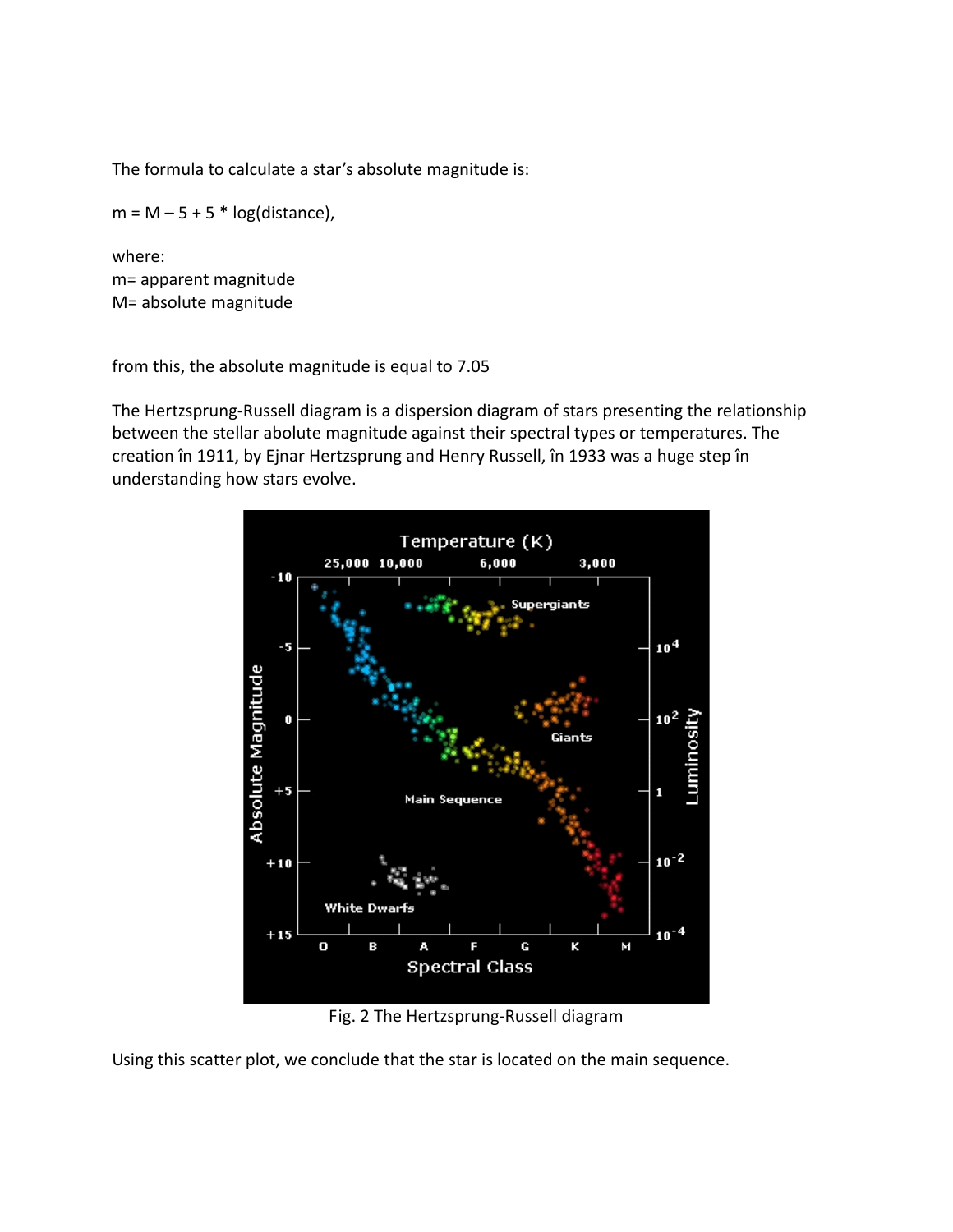The formula to calculate a star's absolute magnitude is:

$m = M - 5 + 5 * \log(\text{distance})$,

where:
m= apparent magnitude
M= absolute magnitude

from this, the absolute magnitude is equal to 7.05

The Hertzsprung-Russell diagram is a dispersion diagram of stars presenting the relationship between the stellar abolute magnitude against their spectral types or temperatures. The creation în 1911, by Ejnar Hertzsprung and Henry Russell, în 1933 was a huge step în understanding how stars evolve.

Fig. 2 The Hertzsprung-Russell diagram

Using this scatter plot, we conclude that the star is located on the main sequence.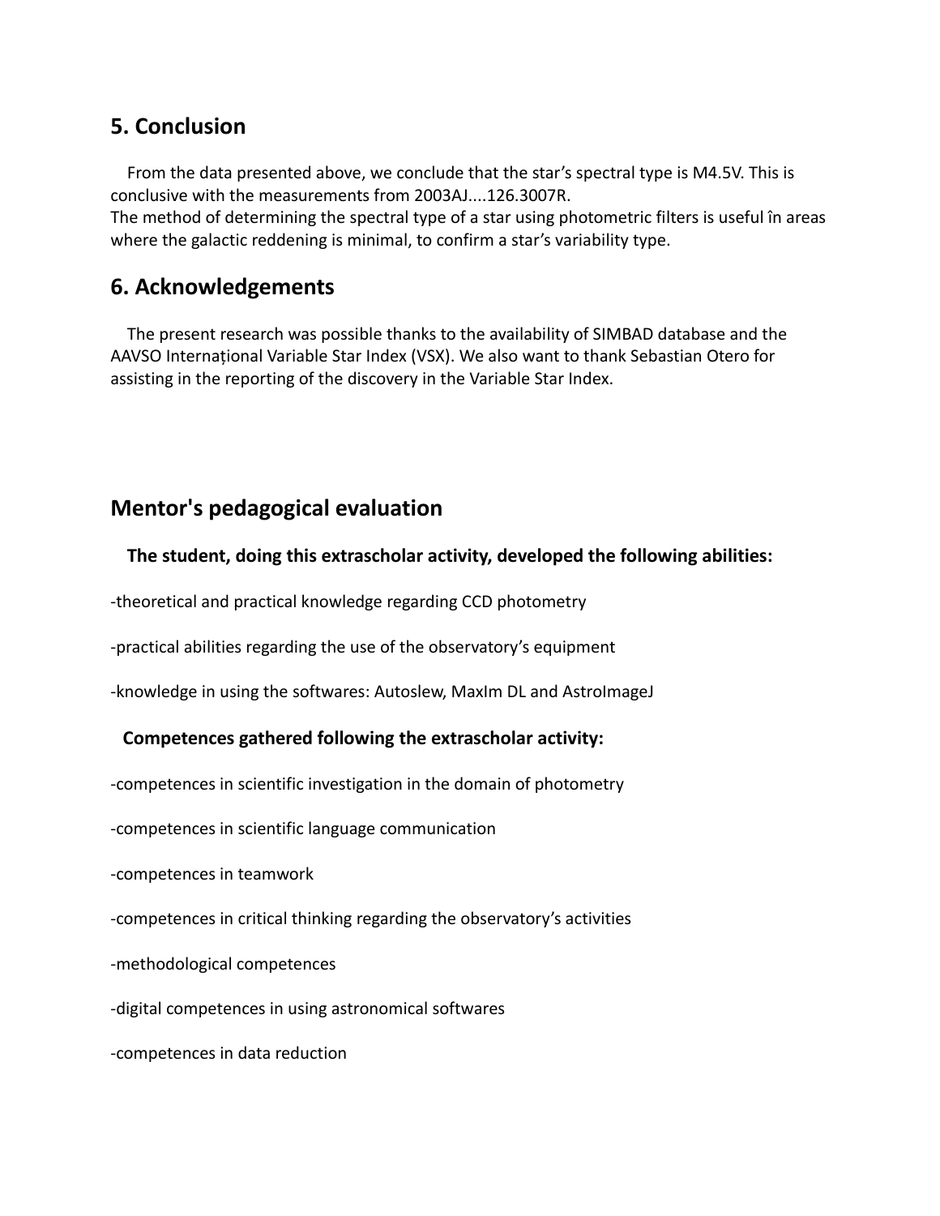## 5. Conclusion

From the data presented above, we conclude that the star's spectral type is M4.5V. This is conclusive with the measurements from 2003AJ....126.3007R.
The method of determining the spectral type of a star using photometric filters is useful în areas where the galactic reddening is minimal, to confirm a star's variability type.

## 6. Acknowledgements

The present research was possible thanks to the availability of SIMBAD database and the AAVSO Internațional Variable Star Index (VSX). We also want to thank Sebastian Otero for assisting in the reporting of the discovery in the Variable Star Index.

## Mentor's pedagogical evaluation

**The student, doing this extrascholar activity, developed the following abilities:**

-theoretical and practical knowledge regarding CCD photometry

-practical abilities regarding the use of the observatory's equipment

-knowledge in using the softwares: Autoslew, MaxIm DL and AstroImageJ

**Competences gathered following the extrascholar activity:**

-competences in scientific investigation in the domain of photometry

-competences in scientific language communication

-competences in teamwork

-competences in critical thinking regarding the observatory's activities

-methodological competences

-digital competences in using astronomical softwares

-competences in data reduction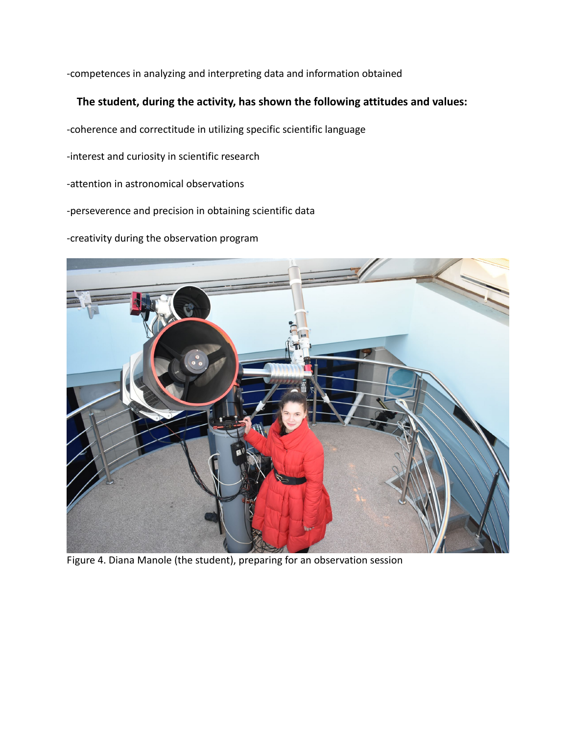-competences in analyzing and interpreting data and information obtained

**The student, during the activity, has shown the following attitudes and values:**

-coherence and correctitude in utilizing specific scientific language

-interest and curiosity in scientific research

-attention in astronomical observations

-perseverence and precision in obtaining scientific data

-creativity during the observation program

Figure 4. Diana Manole (the student), preparing for an observation session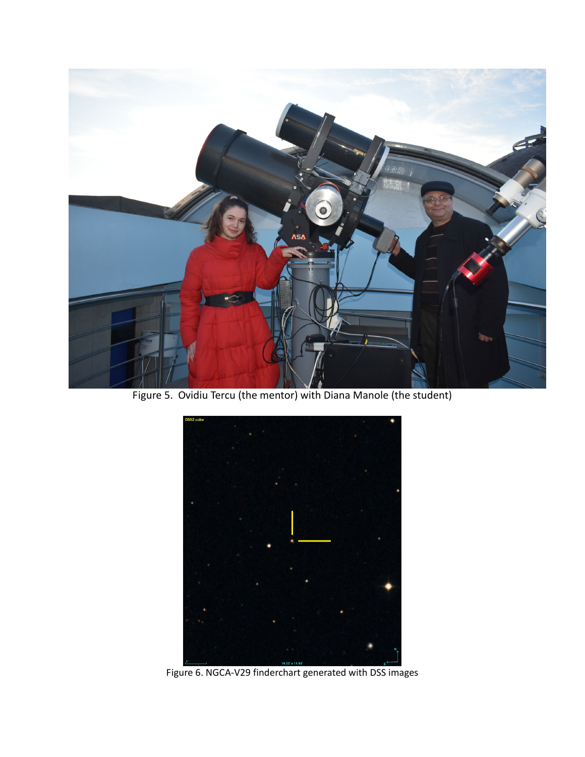Figure 5. Ovidiu Tercu (the mentor) with Diana Manole (the student)

Figure 6. NGCA-V29 finderchart generated with DSS images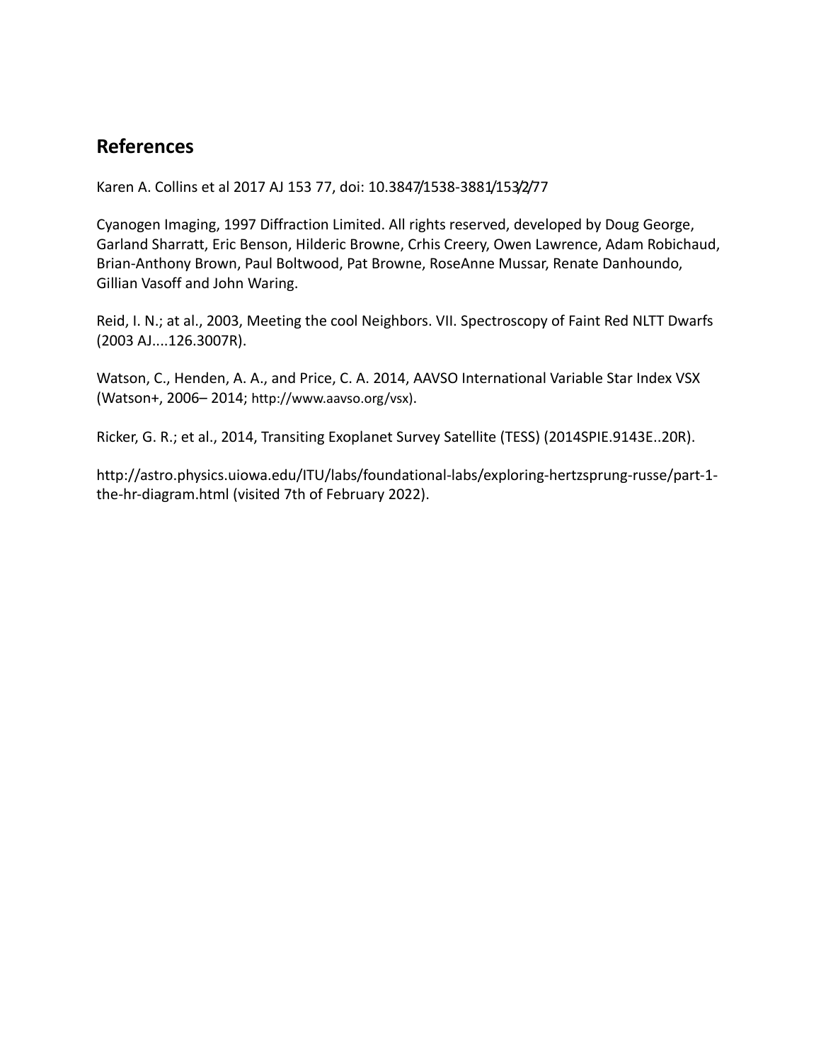## References

Karen A. Collins et al 2017 AJ 153 77, doi: 10.3847/1538-3881/153/2/77

Cyanogen Imaging, 1997 Diffraction Limited. All rights reserved, developed by Doug George, Garland Sharratt, Eric Benson, Hilderic Browne, Crhis Creery, Owen Lawrence, Adam Robichaud, Brian-Anthony Brown, Paul Boltwood, Pat Browne, RoseAnne Mussar, Renate Danhoundo, Gillian Vasoff and John Waring.

Reid, I. N.; at al., 2003, Meeting the cool Neighbors. VII. Spectroscopy of Faint Red NLTT Dwarfs (2003 AJ....126.3007R).

Watson, C., Henden, A. A., and Price, C. A. 2014, AAVSO International Variable Star Index VSX (Watson+, 2006– 2014; http://www.aavso.org/vsx).

Ricker, G. R.; et al., 2014, Transiting Exoplanet Survey Satellite (TESS) (2014SPIE.9143E..20R).

http://astro.physics.uiowa.edu/ITU/labs/foundational-labs/exploring-hertzsprung-russe/part-1-the-hr-diagram.html (visited 7th of February 2022).